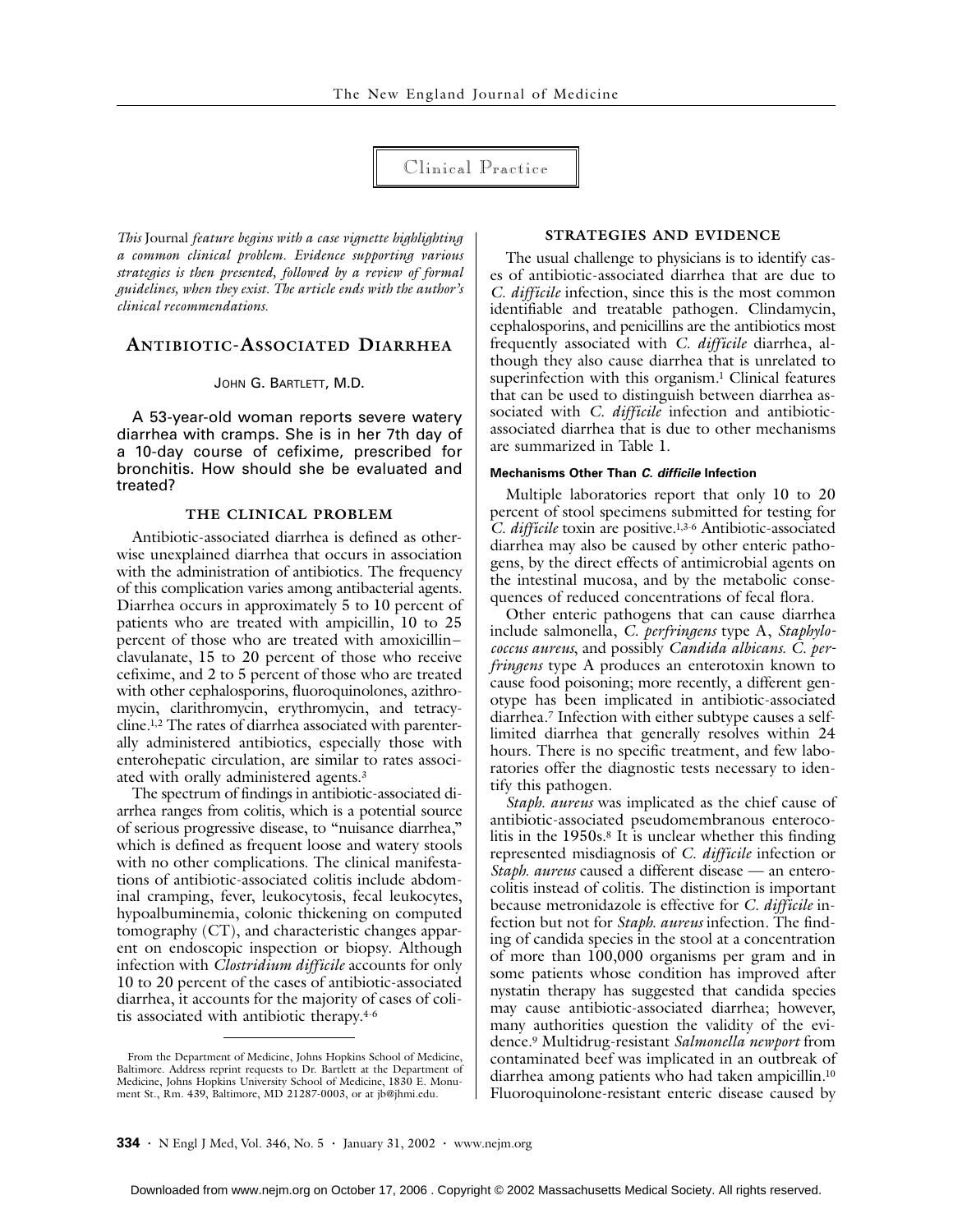## Clinical Practice

*This* Journal *feature begins with a case vignette highlighting a common clinical problem. Evidence supporting various strategies is then presented, followed by a review of formal guidelines, when they exist. The article ends with the author's clinical recommendations.*

# ANTIBIOTIC-ASSOCIATED DIARRHEA

JOHN G. BARTLETT, M.D.

A 53-year-old woman reports severe watery diarrhea with cramps. She is in her 7th day of a 10-day course of cefixime, prescribed for bronchitis. How should she be evaluated and treated?

## THE CLINICAL PROBLEM

Antibiotic-associated diarrhea is defined as otherwise unexplained diarrhea that occurs in association with the administration of antibiotics. The frequency of this complication varies among antibacterial agents. Diarrhea occurs in approximately 5 to 10 percent of patients who are treated with ampicillin, 10 to 25 percent of those who are treated with amoxicillin–clavulanate, 15 to 20 percent of those who receive cefixime, and 2 to 5 percent of those who are treated with other cephalosporins, fluoroquinolones, azithromycin, clarithromycin, erythromycin, and tetracycline.[1,2] The rates of diarrhea associated with parenterally administered antibiotics, especially those with enterohepatic circulation, are similar to rates associated with orally administered agents.[3]

The spectrum of findings in antibiotic-associated diarrhea ranges from colitis, which is a potential source of serious progressive disease, to "nuisance diarrhea," which is defined as frequent loose and watery stools with no other complications. The clinical manifestations of antibiotic-associated colitis include abdominal cramping, fever, leukocytosis, fecal leukocytes, hypoalbuminemia, colonic thickening on computed tomography (CT), and characteristic changes apparent on endoscopic inspection or biopsy. Although infection with *Clostridium difficile* accounts for only 10 to 20 percent of the cases of antibiotic-associated diarrhea, it accounts for the majority of cases of colitis associated with antibiotic therapy.[4-6]

From the Department of Medicine, Johns Hopkins School of Medicine, Baltimore. Address reprint requests to Dr. Bartlett at the Department of Medicine, Johns Hopkins University School of Medicine, 1830 E. Monument St., Rm. 439, Baltimore, MD 21287-0003, or at jb@jhmi.edu.

## STRATEGIES AND EVIDENCE

The usual challenge to physicians is to identify cases of antibiotic-associated diarrhea that are due to *C. difficile* infection, since this is the most common identifiable and treatable pathogen. Clindamycin, cephalosporins, and penicillins are the antibiotics most frequently associated with *C. difficile* diarrhea, although they also cause diarrhea that is unrelated to superinfection with this organism.[1] Clinical features that can be used to distinguish between diarrhea associated with *C. difficile* infection and antibiotic-associated diarrhea that is due to other mechanisms are summarized in Table 1.

### Mechanisms Other Than *C. difficile* Infection

Multiple laboratories report that only 10 to 20 percent of stool specimens submitted for testing for *C. difficile* toxin are positive.[1,3-6] Antibiotic-associated diarrhea may also be caused by other enteric pathogens, by the direct effects of antimicrobial agents on the intestinal mucosa, and by the metabolic consequences of reduced concentrations of fecal flora.

Other enteric pathogens that can cause diarrhea include salmonella, *C. perfringens* type A, *Staphylococcus aureus*, and possibly *Candida albicans*. *C. perfringens* type A produces an enterotoxin known to cause food poisoning; more recently, a different genotype has been implicated in antibiotic-associated diarrhea.[7] Infection with either subtype causes a self-limited diarrhea that generally resolves within 24 hours. There is no specific treatment, and few laboratories offer the diagnostic tests necessary to identify this pathogen.

*Staph. aureus* was implicated as the chief cause of antibiotic-associated pseudomembranous enterocolitis in the 1950s.[8] It is unclear whether this finding represented misdiagnosis of *C. difficile* infection or *Staph. aureus* caused a different disease — an enterocolitis instead of colitis. The distinction is important because metronidazole is effective for *C. difficile* infection but not for *Staph. aureus* infection. The finding of candida species in the stool at a concentration of more than 100,000 organisms per gram and in some patients whose condition has improved after nystatin therapy has suggested that candida species may cause antibiotic-associated diarrhea; however, many authorities question the validity of the evidence.[9] Multidrug-resistant *Salmonella newport* from contaminated beef was implicated in an outbreak of diarrhea among patients who had taken ampicillin.[10] Fluoroquinolone-resistant enteric disease caused by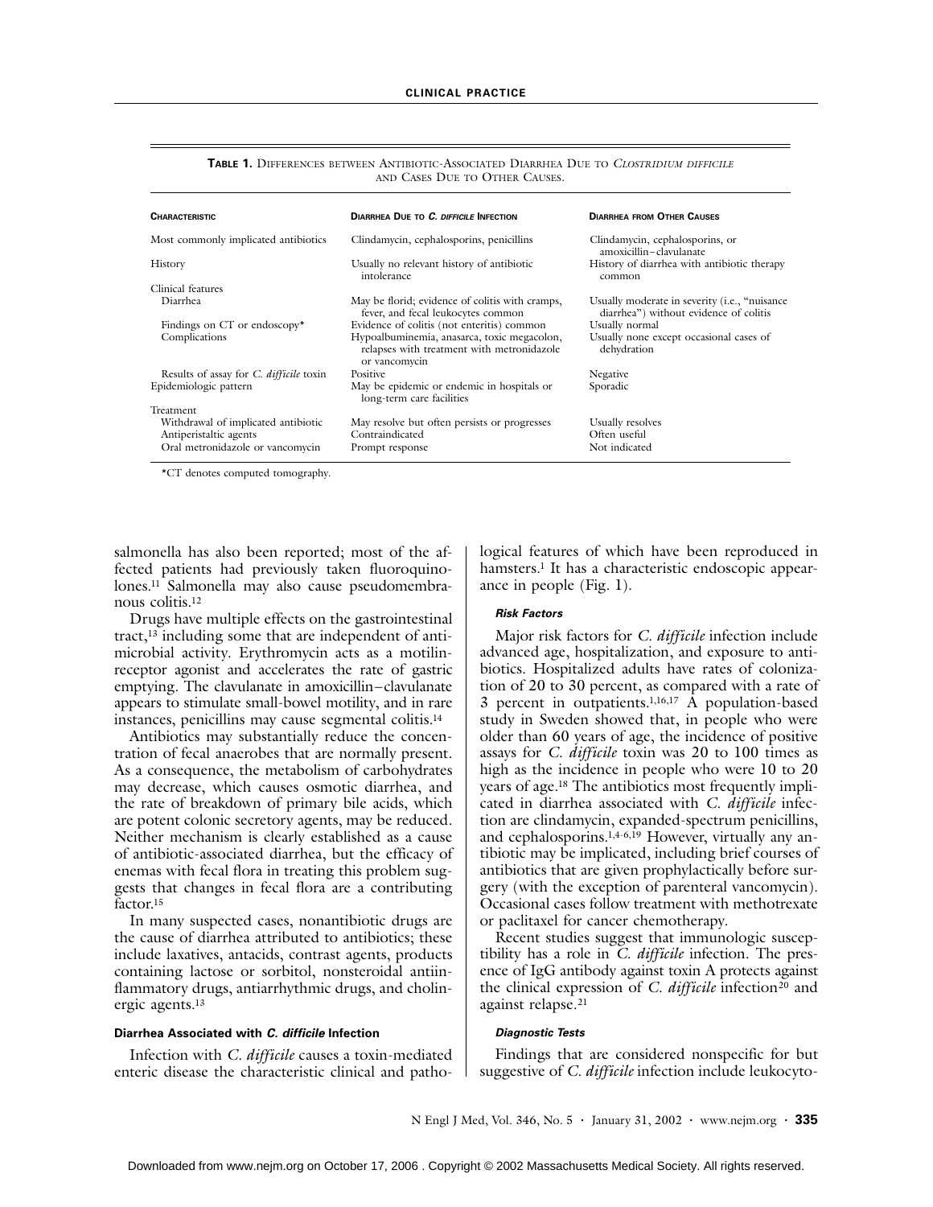**TABLE 1.** DIFFERENCES BETWEEN ANTIBIOTIC-ASSOCIATED DIARRHEA DUE TO *CLOSTRIDIUM DIFFICILE* AND CASES DUE TO OTHER CAUSES.

| CHARACTERISTIC | DIARRHEA DUE TO *C. DIFFICILE* INFECTION | DIARRHEA FROM OTHER CAUSES |
|---|---|---|
| Most commonly implicated antibiotics | Clindamycin, cephalosporins, penicillins | Clindamycin, cephalosporins, or amoxicillin–clavulanate |
| History | Usually no relevant history of antibiotic intolerance | History of diarrhea with antibiotic therapy common |
| Clinical features | | |
| Diarrhea | May be florid; evidence of colitis with cramps, fever, and fecal leukocytes common | Usually moderate in severity (i.e., "nuisance diarrhea") without evidence of colitis |
| Findings on CT or endoscopy* | Evidence of colitis (not enteritis) common | Usually normal |
| Complications | Hypoalbuminemia, anasarca, toxic megacolon, relapses with treatment with metronidazole or vancomycin | Usually none except occasional cases of dehydration |
| Results of assay for *C. difficile* toxin | Positive | Negative |
| Epidemiologic pattern | May be epidemic or endemic in hospitals or long-term care facilities | Sporadic |
| Treatment | | |
| Withdrawal of implicated antibiotic | May resolve but often persists or progresses | Usually resolves |
| Antiperistaltic agents | Contraindicated | Often useful |
| Oral metronidazole or vancomycin | Prompt response | Not indicated |

*CT denotes computed tomography.

salmonella has also been reported; most of the affected patients had previously taken fluoroquinolones.[11] Salmonella may also cause pseudomembranous colitis.[12]

Drugs have multiple effects on the gastrointestinal tract,[13] including some that are independent of antimicrobial activity. Erythromycin acts as a motilin-receptor agonist and accelerates the rate of gastric emptying. The clavulanate in amoxicillin–clavulanate appears to stimulate small-bowel motility, and in rare instances, penicillins may cause segmental colitis.[14]

Antibiotics may substantially reduce the concentration of fecal anaerobes that are normally present. As a consequence, the metabolism of carbohydrates may decrease, which causes osmotic diarrhea, and the rate of breakdown of primary bile acids, which are potent colonic secretory agents, may be reduced. Neither mechanism is clearly established as a cause of antibiotic-associated diarrhea, but the efficacy of enemas with fecal flora in treating this problem suggests that changes in fecal flora are a contributing factor.[15]

In many suspected cases, nonantibiotic drugs are the cause of diarrhea attributed to antibiotics; these include laxatives, antacids, contrast agents, products containing lactose or sorbitol, nonsteroidal antiinflammatory drugs, antiarrhythmic drugs, and cholinergic agents.[13]

### Diarrhea Associated with *C. difficile* Infection

Infection with *C. difficile* causes a toxin-mediated enteric disease the characteristic clinical and pathological features of which have been reproduced in hamsters.[1] It has a characteristic endoscopic appearance in people (Fig. 1).

#### *Risk Factors*

Major risk factors for *C. difficile* infection include advanced age, hospitalization, and exposure to antibiotics. Hospitalized adults have rates of colonization of 20 to 30 percent, as compared with a rate of 3 percent in outpatients.[1,16,17] A population-based study in Sweden showed that, in people who were older than 60 years of age, the incidence of positive assays for *C. difficile* toxin was 20 to 100 times as high as the incidence in people who were 10 to 20 years of age.[18] The antibiotics most frequently implicated in diarrhea associated with *C. difficile* infection are clindamycin, expanded-spectrum penicillins, and cephalosporins.[1,4-6,19] However, virtually any antibiotic may be implicated, including brief courses of antibiotics that are given prophylactically before surgery (with the exception of parenteral vancomycin). Occasional cases follow treatment with methotrexate or paclitaxel for cancer chemotherapy.

Recent studies suggest that immunologic susceptibility has a role in *C. difficile* infection. The presence of IgG antibody against toxin A protects against the clinical expression of *C. difficile* infection[20] and against relapse.[21]

#### *Diagnostic Tests*

Findings that are considered nonspecific for but suggestive of *C. difficile* infection include leukocyto-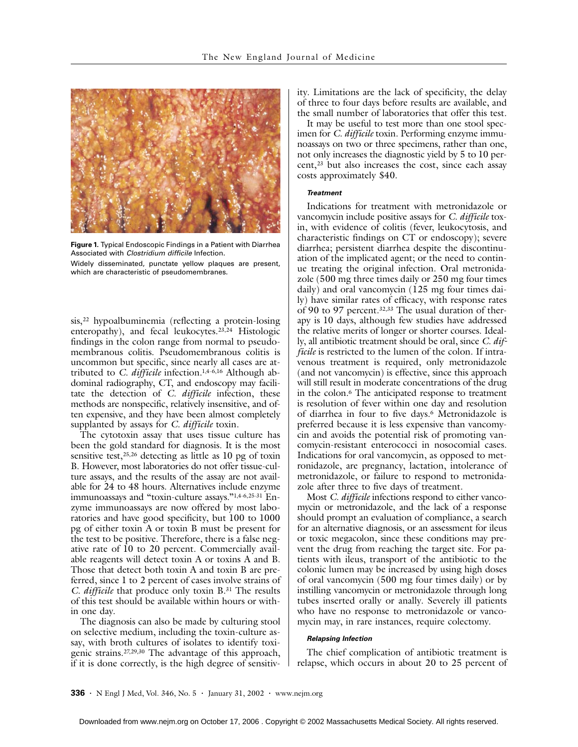**Figure 1.** Typical Endoscopic Findings in a Patient with Diarrhea Associated with *Clostridium difficile* Infection.

Widely disseminated, punctate yellow plaques are present, which are characteristic of pseudomembranes.

sis,[22] hypoalbuminemia (reflecting a protein-losing enteropathy), and fecal leukocytes.[23,24] Histologic findings in the colon range from normal to pseudomembranous colitis. Pseudomembranous colitis is uncommon but specific, since nearly all cases are attributed to *C. difficile* infection.[1,4-6,16] Although abdominal radiography, CT, and endoscopy may facilitate the detection of *C. difficile* infection, these methods are nonspecific, relatively insensitive, and often expensive, and they have been almost completely supplanted by assays for *C. difficile* toxin.

The cytotoxin assay that uses tissue culture has been the gold standard for diagnosis. It is the most sensitive test,[25,26] detecting as little as 10 pg of toxin B. However, most laboratories do not offer tissue-culture assays, and the results of the assay are not available for 24 to 48 hours. Alternatives include enzyme immunoassays and "toxin-culture assays."[1,4-6,25-31] Enzyme immunoassays are now offered by most laboratories and have good specificity, but 100 to 1000 pg of either toxin A or toxin B must be present for the test to be positive. Therefore, there is a false negative rate of 10 to 20 percent. Commercially available reagents will detect toxin A or toxins A and B. Those that detect both toxin A and toxin B are preferred, since 1 to 2 percent of cases involve strains of *C. difficile* that produce only toxin B.[31] The results of this test should be available within hours or within one day.

The diagnosis can also be made by culturing stool on selective medium, including the toxin-culture assay, with broth cultures of isolates to identify toxigenic strains.[27,29,30] The advantage of this approach, if it is done correctly, is the high degree of sensitivity. Limitations are the lack of specificity, the delay of three to four days before results are available, and the small number of laboratories that offer this test.

It may be useful to test more than one stool specimen for *C. difficile* toxin. Performing enzyme immunoassays on two or three specimens, rather than one, not only increases the diagnostic yield by 5 to 10 percent,[23] but also increases the cost, since each assay costs approximately $40.

#### *Treatment*

Indications for treatment with metronidazole or vancomycin include positive assays for *C. difficile* toxin, with evidence of colitis (fever, leukocytosis, and characteristic findings on CT or endoscopy); severe diarrhea; persistent diarrhea despite the discontinuation of the implicated agent; or the need to continue treating the original infection. Oral metronidazole (500 mg three times daily or 250 mg four times daily) and oral vancomycin (125 mg four times daily) have similar rates of efficacy, with response rates of 90 to 97 percent.[32,33] The usual duration of therapy is 10 days, although few studies have addressed the relative merits of longer or shorter courses. Ideally, all antibiotic treatment should be oral, since *C. difficile* is restricted to the lumen of the colon. If intravenous treatment is required, only metronidazole (and not vancomycin) is effective, since this approach will still result in moderate concentrations of the drug in the colon.[6] The anticipated response to treatment is resolution of fever within one day and resolution of diarrhea in four to five days.[6] Metronidazole is preferred because it is less expensive than vancomycin and avoids the potential risk of promoting vancomycin-resistant enterococci in nosocomial cases. Indications for oral vancomycin, as opposed to metronidazole, are pregnancy, lactation, intolerance of metronidazole, or failure to respond to metronidazole after three to five days of treatment.

Most *C. difficile* infections respond to either vancomycin or metronidazole, and the lack of a response should prompt an evaluation of compliance, a search for an alternative diagnosis, or an assessment for ileus or toxic megacolon, since these conditions may prevent the drug from reaching the target site. For patients with ileus, transport of the antibiotic to the colonic lumen may be increased by using high doses of oral vancomycin (500 mg four times daily) or by instilling vancomycin or metronidazole through long tubes inserted orally or anally. Severely ill patients who have no response to metronidazole or vancomycin may, in rare instances, require colectomy.

#### *Relapsing Infection*

The chief complication of antibiotic treatment is relapse, which occurs in about 20 to 25 percent of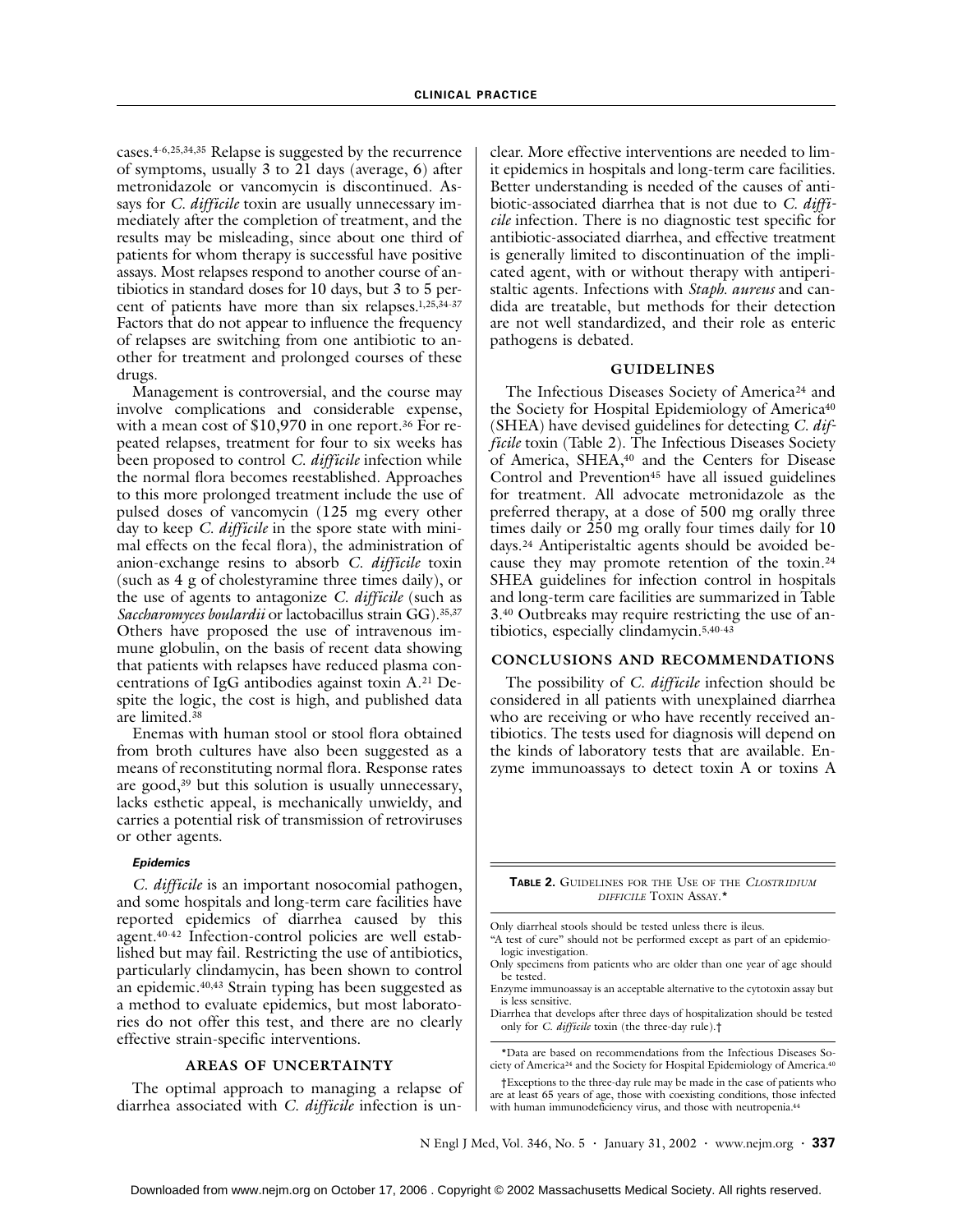cases.[4-6,25,34,35] Relapse is suggested by the recurrence of symptoms, usually 3 to 21 days (average, 6) after metronidazole or vancomycin is discontinued. Assays for *C. difficile* toxin are usually unnecessary immediately after the completion of treatment, and the results may be misleading, since about one third of patients for whom therapy is successful have positive assays. Most relapses respond to another course of antibiotics in standard doses for 10 days, but 3 to 5 percent of patients have more than six relapses.[1,25,34-37] Factors that do not appear to influence the frequency of relapses are switching from one antibiotic to another for treatment and prolonged courses of these drugs.

Management is controversial, and the course may involve complications and considerable expense, with a mean cost of $10,970 in one report.[36] For repeated relapses, treatment for four to six weeks has been proposed to control *C. difficile* infection while the normal flora becomes reestablished. Approaches to this more prolonged treatment include the use of pulsed doses of vancomycin (125 mg every other day to keep *C. difficile* in the spore state with minimal effects on the fecal flora), the administration of anion-exchange resins to absorb *C. difficile* toxin (such as 4 g of cholestyramine three times daily), or the use of agents to antagonize *C. difficile* (such as *Saccharomyces boulardii* or lactobacillus strain GG).[35,37] Others have proposed the use of intravenous immune globulin, on the basis of recent data showing that patients with relapses have reduced plasma concentrations of IgG antibodies against toxin A.[21] Despite the logic, the cost is high, and published data are limited.[38]

Enemas with human stool or stool flora obtained from broth cultures have also been suggested as a means of reconstituting normal flora. Response rates are good,[39] but this solution is usually unnecessary, lacks esthetic appeal, is mechanically unwieldy, and carries a potential risk of transmission of retroviruses or other agents.

#### Epidemics

*C. difficile* is an important nosocomial pathogen, and some hospitals and long-term care facilities have reported epidemics of diarrhea caused by this agent.[40-42] Infection-control policies are well established but may fail. Restricting the use of antibiotics, particularly clindamycin, has been shown to control an epidemic.[40,43] Strain typing has been suggested as a method to evaluate epidemics, but most laboratories do not offer this test, and there are no clearly effective strain-specific interventions.

## AREAS OF UNCERTAINTY

The optimal approach to managing a relapse of diarrhea associated with *C. difficile* infection is unclear. More effective interventions are needed to limit epidemics in hospitals and long-term care facilities. Better understanding is needed of the causes of antibiotic-associated diarrhea that is not due to *C. difficile* infection. There is no diagnostic test specific for antibiotic-associated diarrhea, and effective treatment is generally limited to discontinuation of the implicated agent, with or without therapy with antiperistaltic agents. Infections with *Staph. aureus* and candida are treatable, but methods for their detection are not well standardized, and their role as enteric pathogens is debated.

## GUIDELINES

The Infectious Diseases Society of America[24] and the Society for Hospital Epidemiology of America[40] (SHEA) have devised guidelines for detecting *C. difficile* toxin (Table 2). The Infectious Diseases Society of America, SHEA,[40] and the Centers for Disease Control and Prevention[45] have all issued guidelines for treatment. All advocate metronidazole as the preferred therapy, at a dose of 500 mg orally three times daily or 250 mg orally four times daily for 10 days.[24] Antiperistaltic agents should be avoided because they may promote retention of the toxin.[24] SHEA guidelines for infection control in hospitals and long-term care facilities are summarized in Table 3.[40] Outbreaks may require restricting the use of antibiotics, especially clindamycin.[5,40-43]

## CONCLUSIONS AND RECOMMENDATIONS

The possibility of *C. difficile* infection should be considered in all patients with unexplained diarrhea who are receiving or who have recently received antibiotics. The tests used for diagnosis will depend on the kinds of laboratory tests that are available. Enzyme immunoassays to detect toxin A or toxins A

**TABLE 2.** GUIDELINES FOR THE USE OF THE *CLOSTRIDIUM DIFFICILE* TOXIN ASSAY.*

| |
|---|
| Only diarrheal stools should be tested unless there is ileus. |
| "A test of cure" should not be performed except as part of an epidemiologic investigation. |
| Only specimens from patients who are older than one year of age should be tested. |
| Enzyme immunoassay is an acceptable alternative to the cytotoxin assay but is less sensitive. |
| Diarrhea that develops after three days of hospitalization should be tested only for *C. difficile* toxin (the three-day rule).† |

*Data are based on recommendations from the Infectious Diseases Society of America[24] and the Society for Hospital Epidemiology of America.[40]

†Exceptions to the three-day rule may be made in the case of patients who are at least 65 years of age, those with coexisting conditions, those infected with human immunodeficiency virus, and those with neutropenia.[44]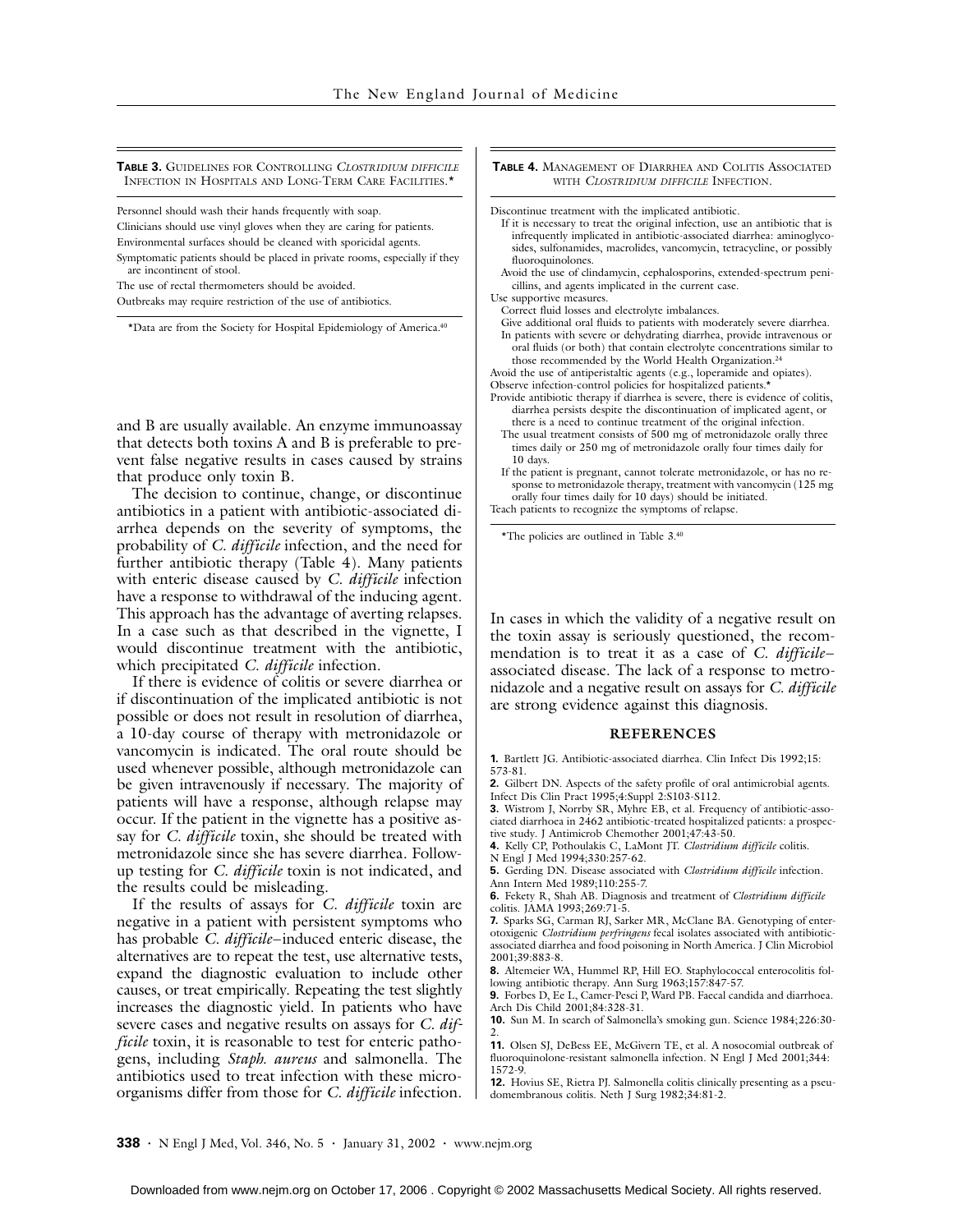**Table 3.** Guidelines for Controlling *Clostridium difficile* Infection in Hospitals and Long-Term Care Facilities.*

Personnel should wash their hands frequently with soap.

Clinicians should use vinyl gloves when they are caring for patients.

Environmental surfaces should be cleaned with sporicidal agents.

Symptomatic patients should be placed in private rooms, especially if they are incontinent of stool.

The use of rectal thermometers should be avoided.

Outbreaks may require restriction of the use of antibiotics.

*Data are from the Society for Hospital Epidemiology of America.[40]

**Table 4.** Management of Diarrhea and Colitis Associated with *Clostridium difficile* Infection.

Discontinue treatment with the implicated antibiotic.
- If it is necessary to treat the original infection, use an antibiotic that is infrequently implicated in antibiotic-associated diarrhea: aminoglycosides, sulfonamides, macrolides, vancomycin, tetracycline, or possibly fluoroquinolones.
- Avoid the use of clindamycin, cephalosporins, extended-spectrum penicillins, and agents implicated in the current case.

Use supportive measures.
- Correct fluid losses and electrolyte imbalances.
- Give additional oral fluids to patients with moderately severe diarrhea.
- In patients with severe or dehydrating diarrhea, provide intravenous or oral fluids (or both) that contain electrolyte concentrations similar to those recommended by the World Health Organization.[24]

Avoid the use of antiperistaltic agents (e.g., loperamide and opiates).

Observe infection-control policies for hospitalized patients.*

Provide antibiotic therapy if diarrhea is severe, there is evidence of colitis, diarrhea persists despite the discontinuation of implicated agent, or there is a need to continue treatment of the original infection.
- The usual treatment consists of 500 mg of metronidazole orally three times daily or 250 mg of metronidazole orally four times daily for 10 days.
- If the patient is pregnant, cannot tolerate metronidazole, or has no response to metronidazole therapy, treatment with vancomycin (125 mg orally four times daily for 10 days) should be initiated.

Teach patients to recognize the symptoms of relapse.

*The policies are outlined in Table 3.[40]

and B are usually available. An enzyme immunoassay that detects both toxins A and B is preferable to prevent false negative results in cases caused by strains that produce only toxin B.

The decision to continue, change, or discontinue antibiotics in a patient with antibiotic-associated diarrhea depends on the severity of symptoms, the probability of *C. difficile* infection, and the need for further antibiotic therapy (Table 4). Many patients with enteric disease caused by *C. difficile* infection have a response to withdrawal of the inducing agent. This approach has the advantage of averting relapses. In a case such as that described in the vignette, I would discontinue treatment with the antibiotic, which precipitated *C. difficile* infection.

If there is evidence of colitis or severe diarrhea or if discontinuation of the implicated antibiotic is not possible or does not result in resolution of diarrhea, a 10-day course of therapy with metronidazole or vancomycin is indicated. The oral route should be used whenever possible, although metronidazole can be given intravenously if necessary. The majority of patients will have a response, although relapse may occur. If the patient in the vignette has a positive assay for *C. difficile* toxin, she should be treated with metronidazole since she has severe diarrhea. Follow-up testing for *C. difficile* toxin is not indicated, and the results could be misleading.

If the results of assays for *C. difficile* toxin are negative in a patient with persistent symptoms who has probable *C. difficile*–induced enteric disease, the alternatives are to repeat the test, use alternative tests, expand the diagnostic evaluation to include other causes, or treat empirically. Repeating the test slightly increases the diagnostic yield. In patients who have severe cases and negative results on assays for *C. difficile* toxin, it is reasonable to test for enteric pathogens, including *Staph. aureus* and salmonella. The antibiotics used to treat infection with these microorganisms differ from those for *C. difficile* infection. In cases in which the validity of a negative result on the toxin assay is seriously questioned, the recommendation is to treat it as a case of *C. difficile*–associated disease. The lack of a response to metronidazole and a negative result on assays for *C. difficile* are strong evidence against this diagnosis.

## REFERENCES

1. Bartlett JG. Antibiotic-associated diarrhea. Clin Infect Dis 1992;15:573-81.
2. Gilbert DN. Aspects of the safety profile of oral antimicrobial agents. Infect Dis Clin Pract 1995;4:Suppl 2:S103-S112.
3. Wistrom J, Norrby SR, Myhre EB, et al. Frequency of antibiotic-associated diarrhoea in 2462 antibiotic-treated hospitalized patients: a prospective study. J Antimicrob Chemother 2001;47:43-50.
4. Kelly CP, Pothoulakis C, LaMont JT. *Clostridium difficile* colitis. N Engl J Med 1994;330:257-62.
5. Gerding DN. Disease associated with *Clostridium difficile* infection. Ann Intern Med 1989;110:255-7.
6. Fekety R, Shah AB. Diagnosis and treatment of *Clostridium difficile* colitis. JAMA 1993;269:71-5.
7. Sparks SG, Carman RJ, Sarker MR, McClane BA. Genotyping of enterotoxigenic *Clostridium perfringens* fecal isolates associated with antibiotic-associated diarrhea and food poisoning in North America. J Clin Microbiol 2001;39:883-8.
8. Altemeier WA, Hummel RP, Hill EO. Staphylococcal enterocolitis following antibiotic therapy. Ann Surg 1963;157:847-57.
9. Forbes D, Ee L, Camer-Pesci P, Ward PB. Faecal candida and diarrhoea. Arch Dis Child 2001;84:328-31.
10. Sun M. In search of Salmonella's smoking gun. Science 1984;226:30-2.
11. Olsen SJ, DeBess EE, McGivern TE, et al. A nosocomial outbreak of fluoroquinolone-resistant salmonella infection. N Engl J Med 2001;344:1572-9.
12. Hovius SE, Rietra PJ. Salmonella colitis clinically presenting as a pseudomembranous colitis. Neth J Surg 1982;34:81-2.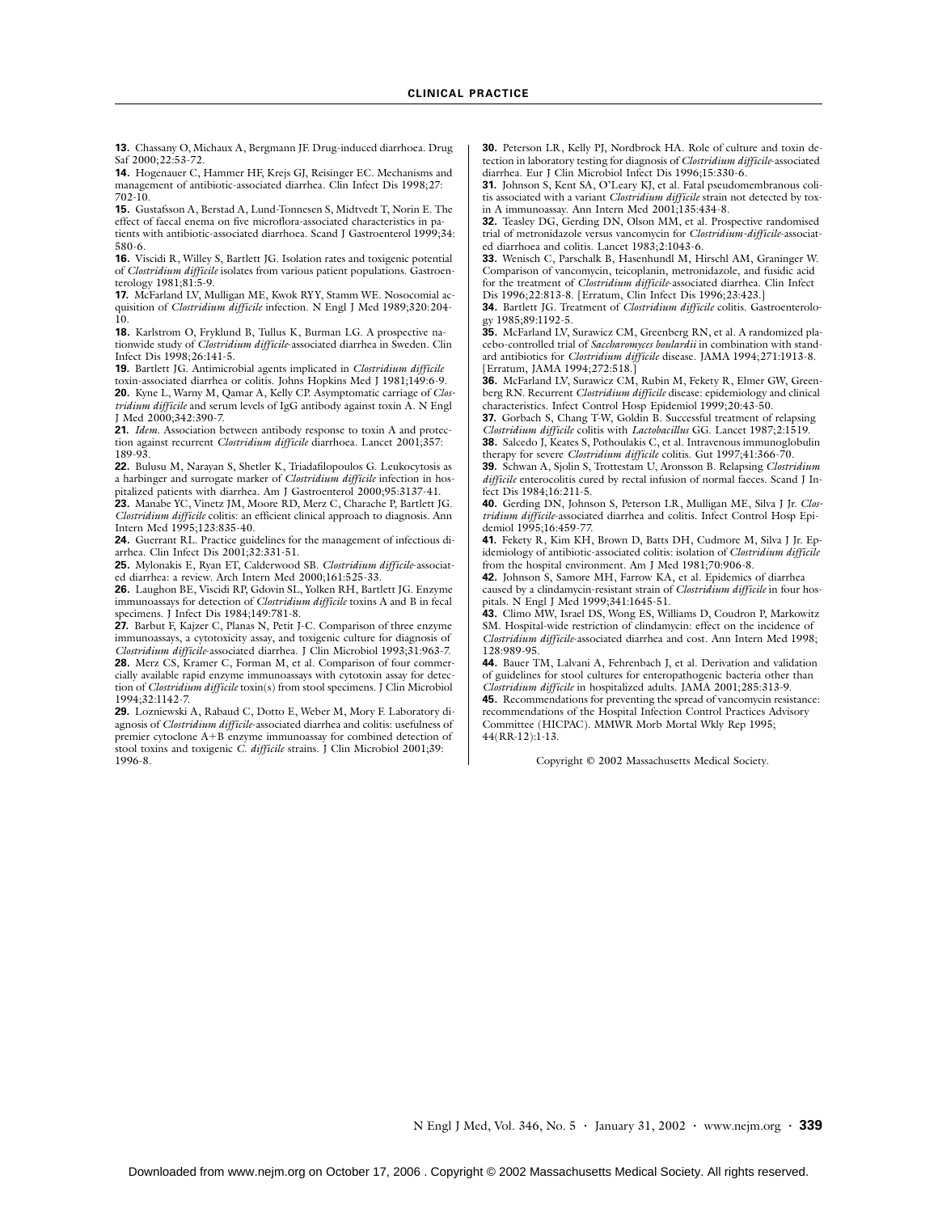**13.** Chassany O, Michaux A, Bergmann JF. Drug-induced diarrhoea. Drug Saf 2000;22:53-72.

**14.** Hogenauer C, Hammer HF, Krejs GJ, Reisinger EC. Mechanisms and management of antibiotic-associated diarrhea. Clin Infect Dis 1998;27:702-10.

**15.** Gustafsson A, Berstad A, Lund-Tonnesen S, Midtvedt T, Norin E. The effect of faecal enema on five microflora-associated characteristics in patients with antibiotic-associated diarrhoea. Scand J Gastroenterol 1999;34:580-6.

**16.** Viscidi R, Willey S, Bartlett JG. Isolation rates and toxigenic potential of *Clostridium difficile* isolates from various patient populations. Gastroenterology 1981;81:5-9.

**17.** McFarland LV, Mulligan ME, Kwok RYY, Stamm WE. Nosocomial acquisition of *Clostridium difficile* infection. N Engl J Med 1989;320:204-10.

**18.** Karlstrom O, Fryklund B, Tullus K, Burman LG. A prospective nationwide study of *Clostridium difficile*-associated diarrhea in Sweden. Clin Infect Dis 1998;26:141-5.

**19.** Bartlett JG. Antimicrobial agents implicated in *Clostridium difficile* toxin-associated diarrhea or colitis. Johns Hopkins Med J 1981;149:6-9.

**20.** Kyne L, Warny M, Qamar A, Kelly CP. Asymptomatic carriage of *Clostridium difficile* and serum levels of IgG antibody against toxin A. N Engl J Med 2000;342:390-7.

**21.** *Idem.* Association between antibody response to toxin A and protection against recurrent *Clostridium difficile* diarrhoea. Lancet 2001;357:189-93.

**22.** Bulusu M, Narayan S, Shetler K, Triadafilopoulos G. Leukocytosis as a harbinger and surrogate marker of *Clostridium difficile* infection in hospitalized patients with diarrhea. Am J Gastroenterol 2000;95:3137-41.

**23.** Manabe YC, Vinetz JM, Moore RD, Merz C, Charache P, Bartlett JG. *Clostridium difficile* colitis: an efficient clinical approach to diagnosis. Ann Intern Med 1995;123:835-40.

**24.** Guerrant RL. Practice guidelines for the management of infectious diarrhea. Clin Infect Dis 2001;32:331-51.

**25.** Mylonakis E, Ryan ET, Calderwood SB. *Clostridium difficile*-associated diarrhea: a review. Arch Intern Med 2000;161:525-33.

**26.** Laughon BE, Viscidi RP, Gdovin SL, Yolken RH, Bartlett JG. Enzyme immunoassays for detection of *Clostridium difficile* toxins A and B in fecal specimens. J Infect Dis 1984;149:781-8.

**27.** Barbut F, Kajzer C, Planas N, Petit J-C. Comparison of three enzyme immunoassays, a cytotoxicity assay, and toxigenic culture for diagnosis of *Clostridium difficile*-associated diarrhea. J Clin Microbiol 1993;31:963-7.

**28.** Merz CS, Kramer C, Forman M, et al. Comparison of four commercially available rapid enzyme immunoassays with cytotoxin assay for detection of *Clostridium difficile* toxin(s) from stool specimens. J Clin Microbiol 1994;32:1142-7.

**29.** Lozniewski A, Rabaud C, Dotto E, Weber M, Mory F. Laboratory diagnosis of *Clostridium difficile*-associated diarrhea and colitis: usefulness of premier cytoclone A+B enzyme immunoassay for combined detection of stool toxins and toxigenic *C. difficile* strains. J Clin Microbiol 2001;39:1996-8.

**30.** Peterson LR, Kelly PJ, Nordbrock HA. Role of culture and toxin detection in laboratory testing for diagnosis of *Clostridium difficile*-associated diarrhea. Eur J Clin Microbiol Infect Dis 1996;15:330-6.

**31.** Johnson S, Kent SA, O'Leary KJ, et al. Fatal pseudomembranous colitis associated with a variant *Clostridium difficile* strain not detected by toxin A immunoassay. Ann Intern Med 2001;135:434-8.

**32.** Teasley DG, Gerding DN, Olson MM, et al. Prospective randomised trial of metronidazole versus vancomycin for *Clostridium-difficile*-associated diarrhoea and colitis. Lancet 1983;2:1043-6.

**33.** Wenisch C, Parschalk B, Hasenhundl M, Hirschl AM, Graninger W. Comparison of vancomycin, teicoplanin, metronidazole, and fusidic acid for the treatment of *Clostridium difficile*-associated diarrhea. Clin Infect Dis 1996;22:813-8. [Erratum, Clin Infect Dis 1996;23:423.]

**34.** Bartlett JG. Treatment of *Clostridium difficile* colitis. Gastroenterology 1985;89:1192-5.

**35.** McFarland LV, Surawicz CM, Greenberg RN, et al. A randomized placebo-controlled trial of *Saccharomyces boulardii* in combination with standard antibiotics for *Clostridium difficile* disease. JAMA 1994;271:1913-8. [Erratum, JAMA 1994;272:518.]

**36.** McFarland LV, Surawicz CM, Rubin M, Fekety R, Elmer GW, Greenberg RN. Recurrent *Clostridium difficile* disease: epidemiology and clinical characteristics. Infect Control Hosp Epidemiol 1999;20:43-50.

**37.** Gorbach S, Chang T-W, Goldin B. Successful treatment of relapsing *Clostridium difficile* colitis with *Lactobacillus* GG. Lancet 1987;2:1519.

**38.** Salcedo J, Keates S, Pothoulakis C, et al. Intravenous immunoglobulin therapy for severe *Clostridium difficile* colitis. Gut 1997;41:366-70.

**39.** Schwan A, Sjolin S, Trottestam U, Aronsson B. Relapsing *Clostridium difficile* enterocolitis cured by rectal infusion of normal faeces. Scand J Infect Dis 1984;16:211-5.

**40.** Gerding DN, Johnson S, Peterson LR, Mulligan ME, Silva J Jr. *Clostridium difficile*-associated diarrhea and colitis. Infect Control Hosp Epidemiol 1995;16:459-77.

**41.** Fekety R, Kim KH, Brown D, Batts DH, Cudmore M, Silva J Jr. Epidemiology of antibiotic-associated colitis: isolation of *Clostridium difficile* from the hospital environment. Am J Med 1981;70:906-8.

**42.** Johnson S, Samore MH, Farrow KA, et al. Epidemics of diarrhea caused by a clindamycin-resistant strain of *Clostridium difficile* in four hospitals. N Engl J Med 1999;341:1645-51.

**43.** Climo MW, Israel DS, Wong ES, Williams D, Coudron P, Markowitz SM. Hospital-wide restriction of clindamycin: effect on the incidence of *Clostridium difficile*-associated diarrhea and cost. Ann Intern Med 1998;128:989-95.

**44.** Bauer TM, Lalvani A, Fehrenbach J, et al. Derivation and validation of guidelines for stool cultures for enteropathogenic bacteria other than *Clostridium difficile* in hospitalized adults. JAMA 2001;285:313-9.

**45.** Recommendations for preventing the spread of vancomycin resistance: recommendations of the Hospital Infection Control Practices Advisory Committee (HICPAC). MMWR Morb Mortal Wkly Rep 1995;44(RR-12):1-13.

Copyright © 2002 Massachusetts Medical Society.